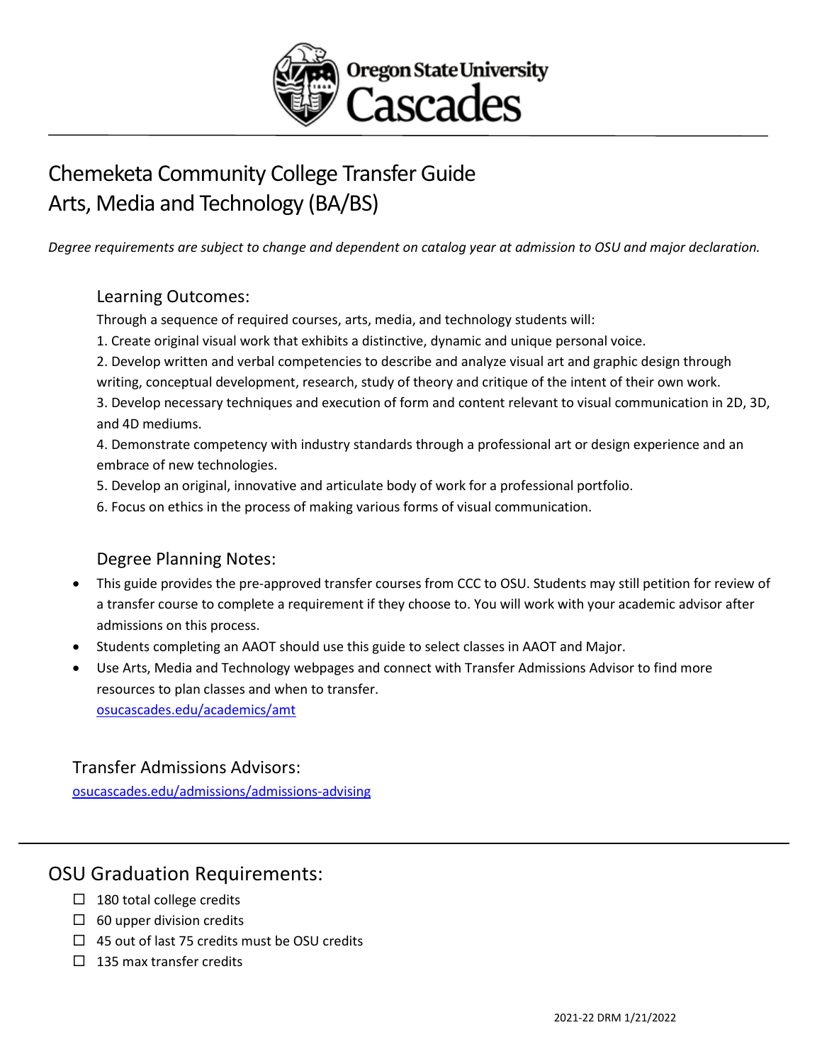# Chemeketa Community College Transfer Guide
# Arts, Media and Technology (BA/BS)

*Degree requirements are subject to change and dependent on catalog year at admission to OSU and major declaration.*

## Learning Outcomes:

Through a sequence of required courses, arts, media, and technology students will:

1. Create original visual work that exhibits a distinctive, dynamic and unique personal voice.
2. Develop written and verbal competencies to describe and analyze visual art and graphic design through writing, conceptual development, research, study of theory and critique of the intent of their own work.
3. Develop necessary techniques and execution of form and content relevant to visual communication in 2D, 3D, and 4D mediums.
4. Demonstrate competency with industry standards through a professional art or design experience and an embrace of new technologies.
5. Develop an original, innovative and articulate body of work for a professional portfolio.
6. Focus on ethics in the process of making various forms of visual communication.

## Degree Planning Notes:

- This guide provides the pre-approved transfer courses from CCC to OSU. Students may still petition for review of a transfer course to complete a requirement if they choose to. You will work with your academic advisor after admissions on this process.
- Students completing an AAOT should use this guide to select classes in AAOT and Major.
- Use Arts, Media and Technology webpages and connect with Transfer Admissions Advisor to find more resources to plan classes and when to transfer.
  osucascades.edu/academics/amt

## Transfer Admissions Advisors:

osucascades.edu/admissions/admissions-advising

## OSU Graduation Requirements:

- ☐ 180 total college credits
- ☐ 60 upper division credits
- ☐ 45 out of last 75 credits must be OSU credits
- ☐ 135 max transfer credits

2021-22 DRM 1/21/2022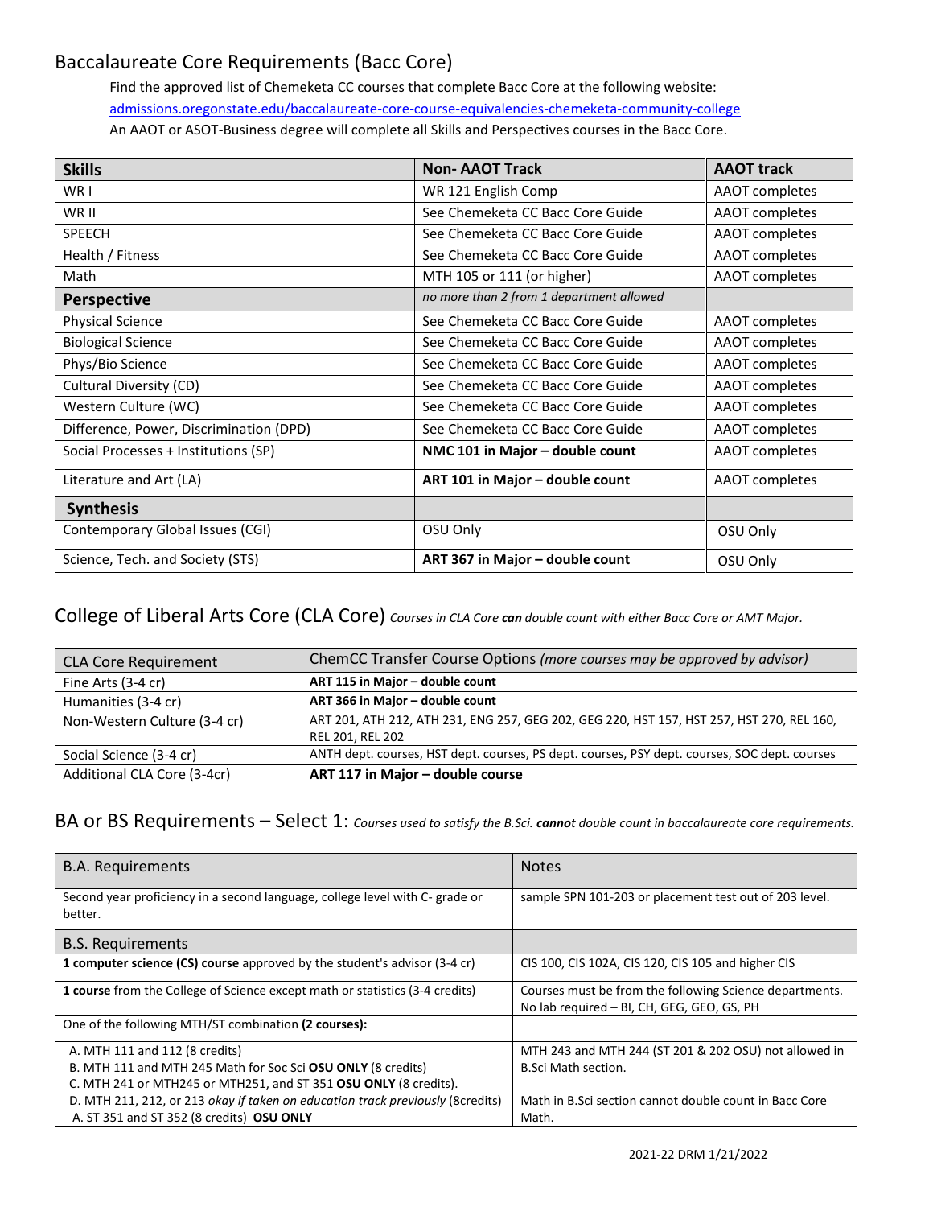## Baccalaureate Core Requirements (Bacc Core)

Find the approved list of Chemeketa CC courses that complete Bacc Core at the following website:
admissions.oregonstate.edu/baccalaureate-core-course-equivalencies-chemeketa-community-college
An AAOT or ASOT-Business degree will complete all Skills and Perspectives courses in the Bacc Core.

| **Skills** | **Non- AAOT Track** | **AAOT track** |
|---|---|---|
| WR I | WR 121 English Comp | AAOT completes |
| WR II | See Chemeketa CC Bacc Core Guide | AAOT completes |
| SPEECH | See Chemeketa CC Bacc Core Guide | AAOT completes |
| Health / Fitness | See Chemeketa CC Bacc Core Guide | AAOT completes |
| Math | MTH 105 or 111 (or higher) | AAOT completes |
| **Perspective** | *no more than 2 from 1 department allowed* | |
| Physical Science | See Chemeketa CC Bacc Core Guide | AAOT completes |
| Biological Science | See Chemeketa CC Bacc Core Guide | AAOT completes |
| Phys/Bio Science | See Chemeketa CC Bacc Core Guide | AAOT completes |
| Cultural Diversity (CD) | See Chemeketa CC Bacc Core Guide | AAOT completes |
| Western Culture (WC) | See Chemeketa CC Bacc Core Guide | AAOT completes |
| Difference, Power, Discrimination (DPD) | See Chemeketa CC Bacc Core Guide | AAOT completes |
| Social Processes + Institutions (SP) | **NMC 101 in Major – double count** | AAOT completes |
| Literature and Art (LA) | **ART 101 in Major – double count** | AAOT completes |
| **Synthesis** | | |
| Contemporary Global Issues (CGI) | OSU Only | OSU Only |
| Science, Tech. and Society (STS) | **ART 367 in Major – double count** | OSU Only |

## College of Liberal Arts Core (CLA Core) *Courses in CLA Core **can** double count with either Bacc Core or AMT Major.*

| CLA Core Requirement | ChemCC Transfer Course Options *(more courses may be approved by advisor)* |
|---|---|
| Fine Arts (3-4 cr) | **ART 115 in Major – double count** |
| Humanities (3-4 cr) | **ART 366 in Major – double count** |
| Non-Western Culture (3-4 cr) | ART 201, ATH 212, ATH 231, ENG 257, GEG 202, GEG 220, HST 157, HST 257, HST 270, REL 160, REL 201, REL 202 |
| Social Science (3-4 cr) | ANTH dept. courses, HST dept. courses, PS dept. courses, PSY dept. courses, SOC dept. courses |
| Additional CLA Core (3-4cr) | **ART 117 in Major – double course** |

## BA or BS Requirements – Select 1: *Courses used to satisfy the B.Sci. **cannot** double count in baccalaureate core requirements.*

| B.A. Requirements | Notes |
|---|---|
| Second year proficiency in a second language, college level with C- grade or better. | sample SPN 101-203 or placement test out of 203 level. |
| B.S. Requirements | |
| **1 computer science (CS) course** approved by the student's advisor (3-4 cr) | CIS 100, CIS 102A, CIS 120, CIS 105 and higher CIS |
| **1 course** from the College of Science except math or statistics (3-4 credits) | Courses must be from the following Science departments. No lab required – BI, CH, GEG, GEO, GS, PH |
| One of the following MTH/ST combination **(2 courses):** | |
| A. MTH 111 and 112 (8 credits)<br>B. MTH 111 and MTH 245 Math for Soc Sci **OSU ONLY** (8 credits)<br>C. MTH 241 or MTH245 or MTH251, and ST 351 **OSU ONLY** (8 credits).<br>D. MTH 211, 212, or 213 *okay if taken on education track previously* (8credits)<br>A. ST 351 and ST 352 (8 credits) **OSU ONLY** | MTH 243 and MTH 244 (ST 201 & 202 OSU) not allowed in B.Sci Math section.<br><br>Math in B.Sci section cannot double count in Bacc Core Math. |

2021-22 DRM 1/21/2022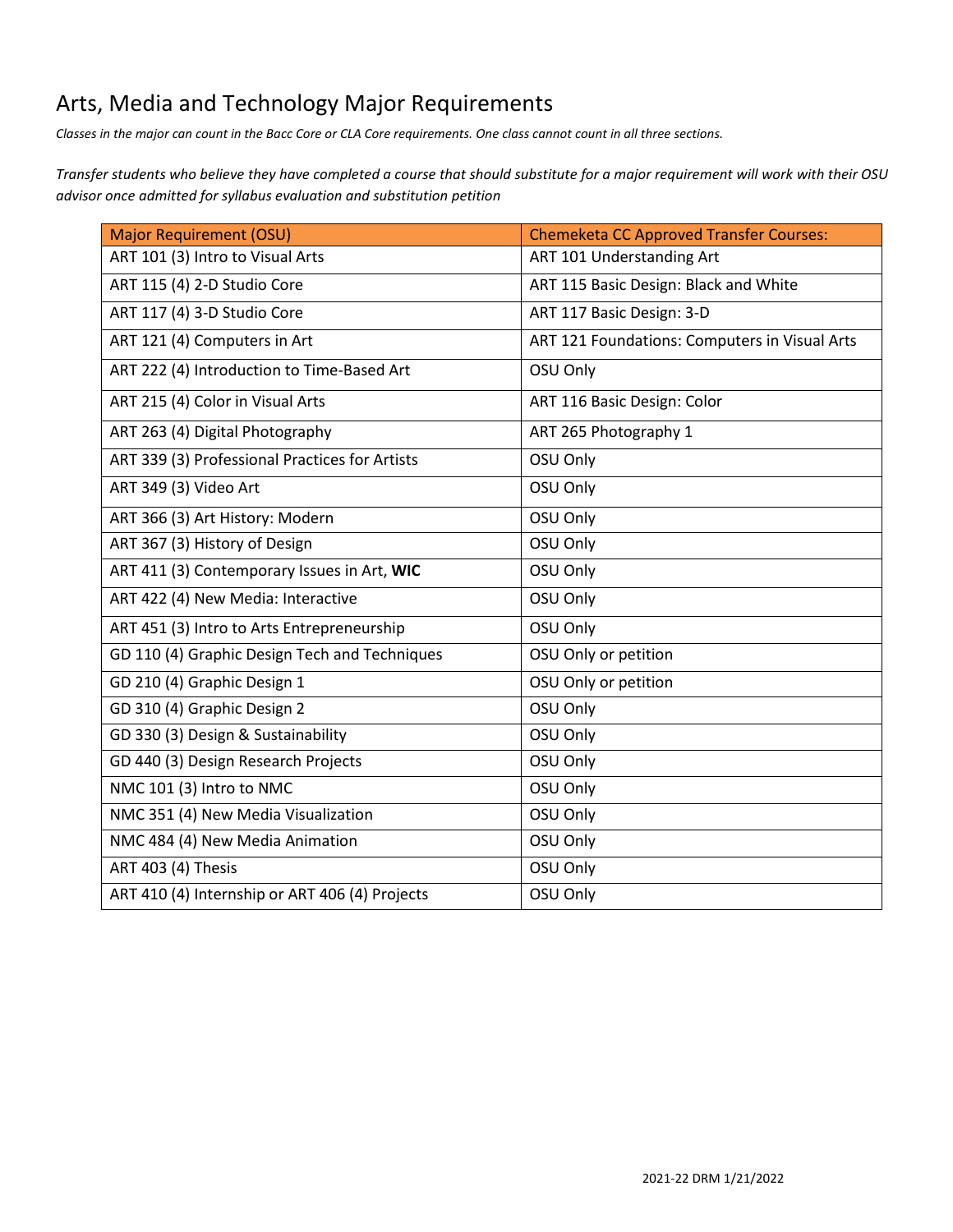# Arts, Media and Technology Major Requirements

*Classes in the major can count in the Bacc Core or CLA Core requirements. One class cannot count in all three sections.*

*Transfer students who believe they have completed a course that should substitute for a major requirement will work with their OSU advisor once admitted for syllabus evaluation and substitution petition*

| Major Requirement (OSU) | Chemeketa CC Approved Transfer Courses: |
|---|---|
| ART 101 (3) Intro to Visual Arts | ART 101 Understanding Art |
| ART 115 (4) 2-D Studio Core | ART 115 Basic Design: Black and White |
| ART 117 (4) 3-D Studio Core | ART 117 Basic Design: 3-D |
| ART 121 (4) Computers in Art | ART 121 Foundations: Computers in Visual Arts |
| ART 222 (4) Introduction to Time-Based Art | OSU Only |
| ART 215 (4) Color in Visual Arts | ART 116 Basic Design: Color |
| ART 263 (4) Digital Photography | ART 265 Photography 1 |
| ART 339 (3) Professional Practices for Artists | OSU Only |
| ART 349 (3) Video Art | OSU Only |
| ART 366 (3) Art History: Modern | OSU Only |
| ART 367 (3) History of Design | OSU Only |
| ART 411 (3) Contemporary Issues in Art, **WIC** | OSU Only |
| ART 422 (4) New Media: Interactive | OSU Only |
| ART 451 (3) Intro to Arts Entrepreneurship | OSU Only |
| GD 110 (4) Graphic Design Tech and Techniques | OSU Only or petition |
| GD 210 (4) Graphic Design 1 | OSU Only or petition |
| GD 310 (4) Graphic Design 2 | OSU Only |
| GD 330 (3) Design & Sustainability | OSU Only |
| GD 440 (3) Design Research Projects | OSU Only |
| NMC 101 (3) Intro to NMC | OSU Only |
| NMC 351 (4) New Media Visualization | OSU Only |
| NMC 484 (4) New Media Animation | OSU Only |
| ART 403 (4) Thesis | OSU Only |
| ART 410 (4) Internship or ART 406 (4) Projects | OSU Only |

2021-22 DRM 1/21/2022